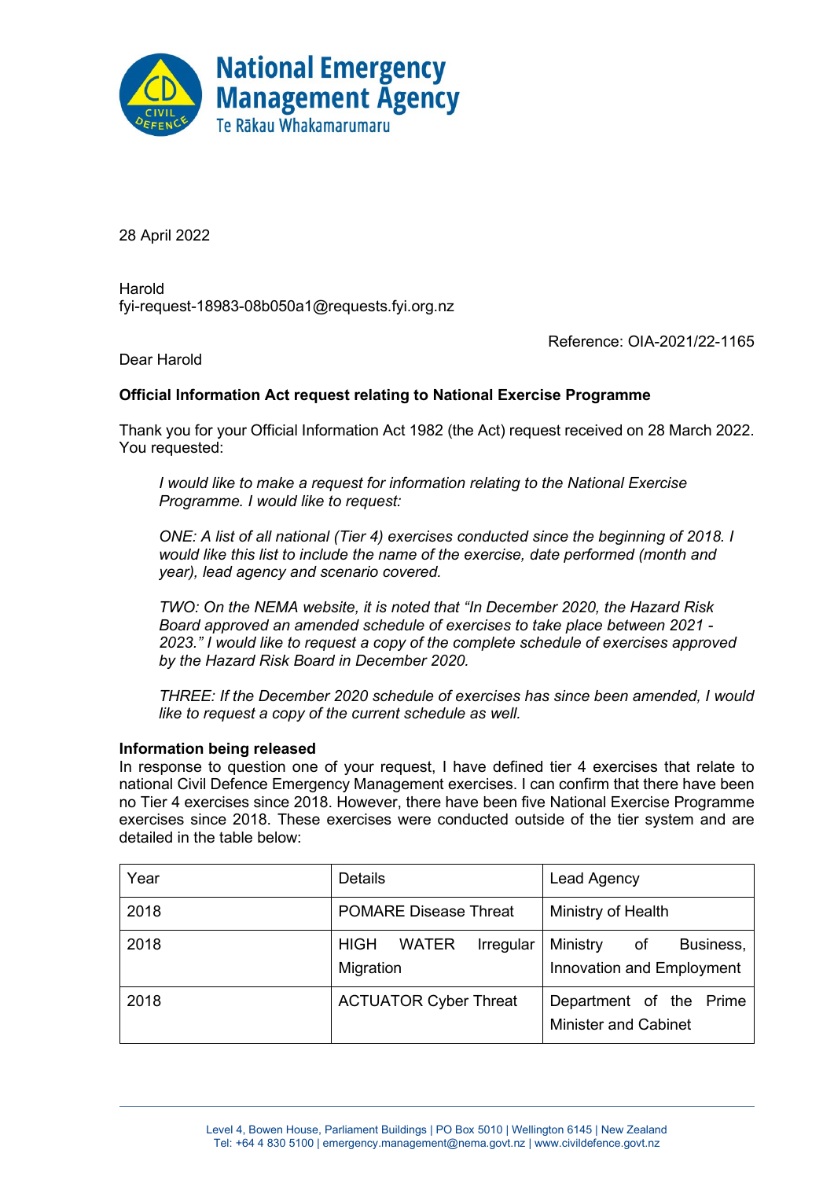28 April 2022

Harold
fyi-request-18983-08b050a1@requests.fyi.org.nz

Reference: OIA-2021/22-1165

Dear Harold

**Official Information Act request relating to National Exercise Programme**

Thank you for your Official Information Act 1982 (the Act) request received on 28 March 2022. You requested:

> *I would like to make a request for information relating to the National Exercise Programme. I would like to request:*
>
> *ONE: A list of all national (Tier 4) exercises conducted since the beginning of 2018. I would like this list to include the name of the exercise, date performed (month and year), lead agency and scenario covered.*
>
> *TWO: On the NEMA website, it is noted that "In December 2020, the Hazard Risk Board approved an amended schedule of exercises to take place between 2021 - 2023." I would like to request a copy of the complete schedule of exercises approved by the Hazard Risk Board in December 2020.*
>
> *THREE: If the December 2020 schedule of exercises has since been amended, I would like to request a copy of the current schedule as well.*

**Information being released**

In response to question one of your request, I have defined tier 4 exercises that relate to national Civil Defence Emergency Management exercises. I can confirm that there have been no Tier 4 exercises since 2018. However, there have been five National Exercise Programme exercises since 2018. These exercises were conducted outside of the tier system and are detailed in the table below:

| Year | Details | Lead Agency |
|---|---|---|
| 2018 | POMARE Disease Threat | Ministry of Health |
| 2018 | HIGH WATER Irregular Migration | Ministry of Business, Innovation and Employment |
| 2018 | ACTUATOR Cyber Threat | Department of the Prime Minister and Cabinet |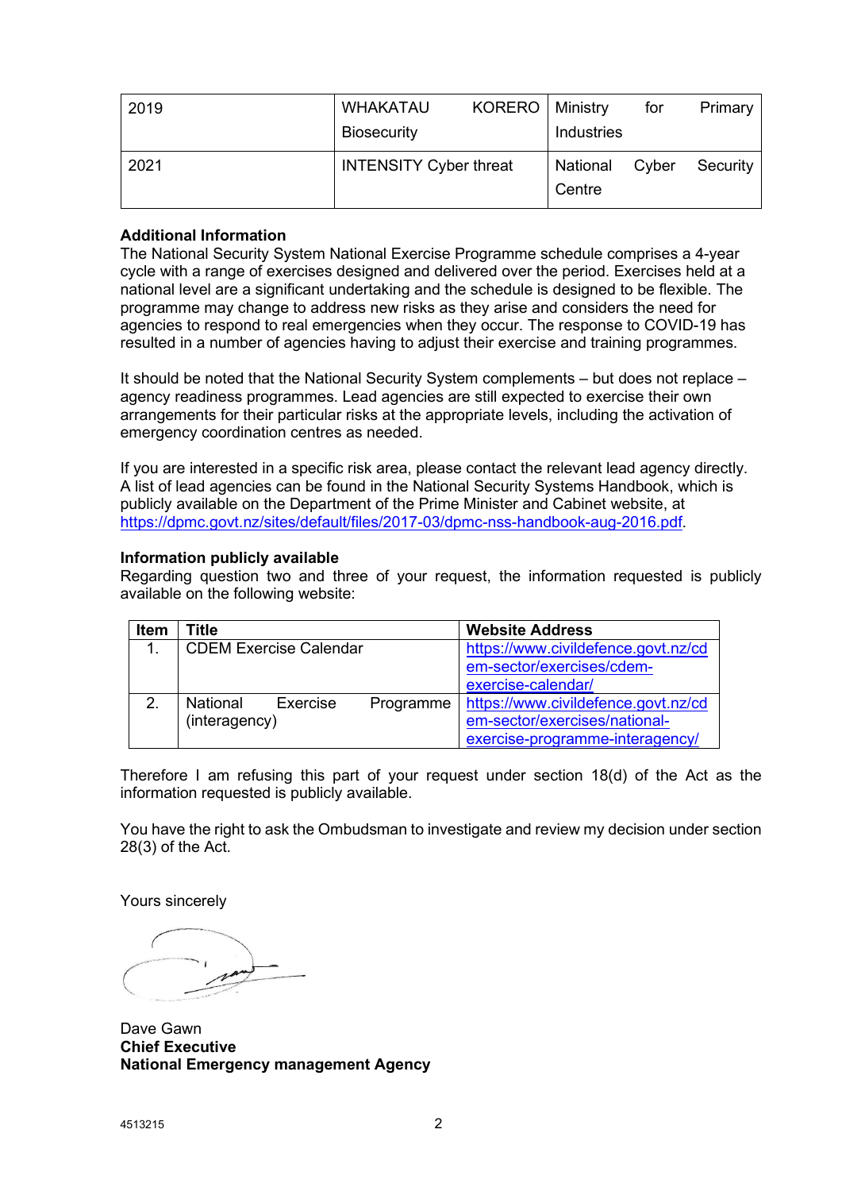| | | |
|---|---|---|
| 2019 | WHAKATAU KORERO Biosecurity | Ministry for Primary Industries |
| 2021 | INTENSITY Cyber threat | National Cyber Security Centre |

**Additional Information**

The National Security System National Exercise Programme schedule comprises a 4-year cycle with a range of exercises designed and delivered over the period. Exercises held at a national level are a significant undertaking and the schedule is designed to be flexible. The programme may change to address new risks as they arise and considers the need for agencies to respond to real emergencies when they occur. The response to COVID-19 has resulted in a number of agencies having to adjust their exercise and training programmes.

It should be noted that the National Security System complements – but does not replace – agency readiness programmes. Lead agencies are still expected to exercise their own arrangements for their particular risks at the appropriate levels, including the activation of emergency coordination centres as needed.

If you are interested in a specific risk area, please contact the relevant lead agency directly. A list of lead agencies can be found in the National Security Systems Handbook, which is publicly available on the Department of the Prime Minister and Cabinet website, at https://dpmc.govt.nz/sites/default/files/2017-03/dpmc-nss-handbook-aug-2016.pdf.

**Information publicly available**

Regarding question two and three of your request, the information requested is publicly available on the following website:

| Item | Title | Website Address |
|---|---|---|
| 1. | CDEM Exercise Calendar | https://www.civildefence.govt.nz/cdem-sector/exercises/cdem-exercise-calendar/ |
| 2. | National Exercise Programme (interagency) | https://www.civildefence.govt.nz/cdem-sector/exercises/national-exercise-programme-interagency/ |

Therefore I am refusing this part of your request under section 18(d) of the Act as the information requested is publicly available.

You have the right to ask the Ombudsman to investigate and review my decision under section 28(3) of the Act.

Yours sincerely

Dave Gawn
**Chief Executive**
**National Emergency management Agency**

4513215